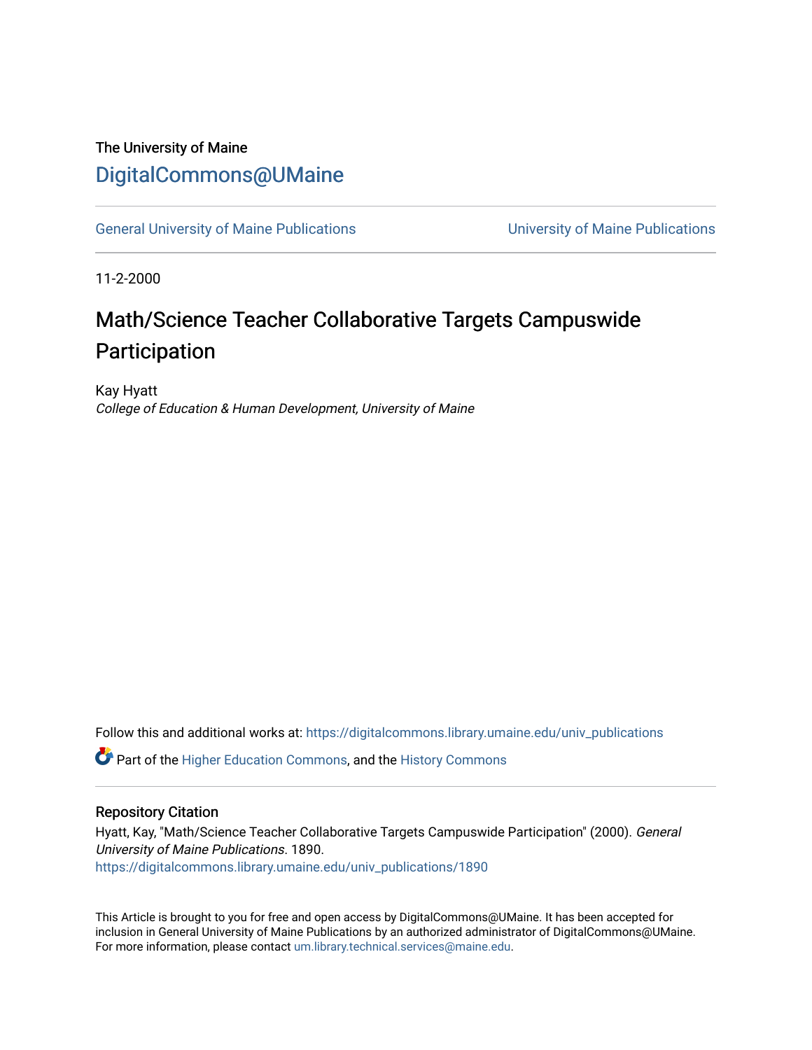The University of Maine

# DigitalCommons@UMaine

General University of Maine Publications | University of Maine Publications

11-2-2000

# Math/Science Teacher Collaborative Targets Campuswide Participation

Kay Hyatt

*College of Education & Human Development, University of Maine*

Follow this and additional works at: https://digitalcommons.library.umaine.edu/univ_publications

Part of the Higher Education Commons, and the History Commons

## Repository Citation

Hyatt, Kay, "Math/Science Teacher Collaborative Targets Campuswide Participation" (2000). *General University of Maine Publications*. 1890.
https://digitalcommons.library.umaine.edu/univ_publications/1890

This Article is brought to you for free and open access by DigitalCommons@UMaine. It has been accepted for inclusion in General University of Maine Publications by an authorized administrator of DigitalCommons@UMaine. For more information, please contact um.library.technical.services@maine.edu.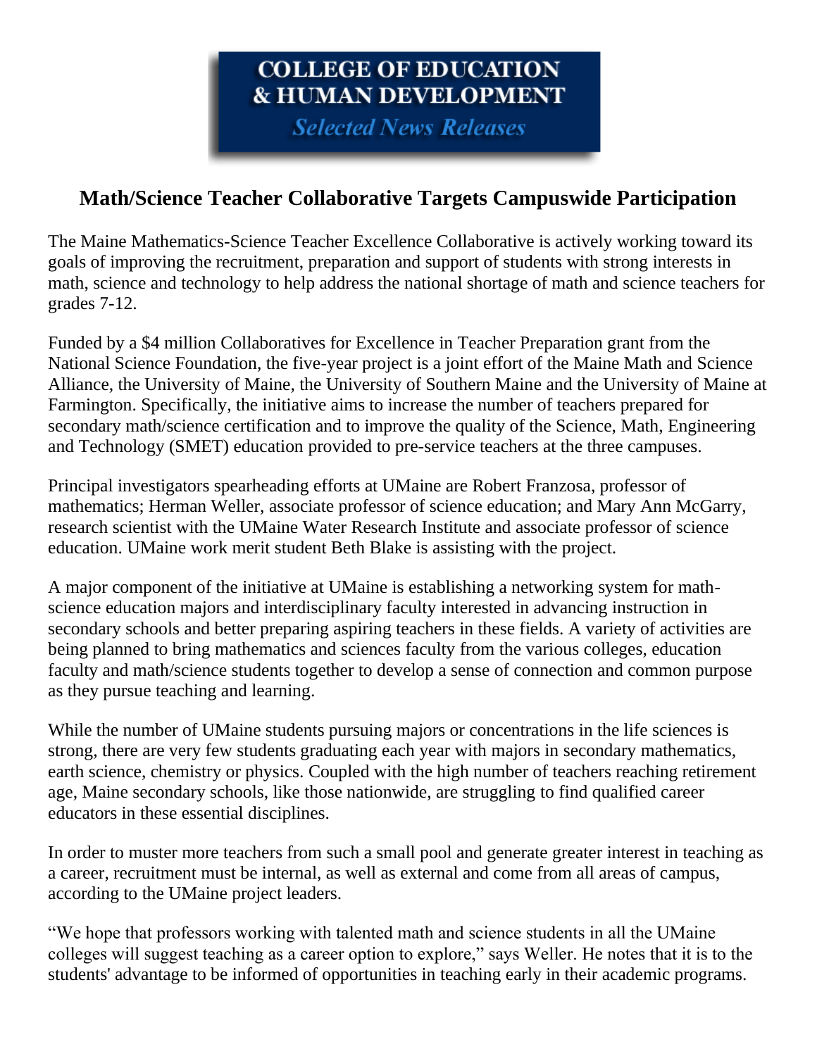# COLLEGE OF EDUCATION & HUMAN DEVELOPMENT

*Selected News Releases*

## Math/Science Teacher Collaborative Targets Campuswide Participation

The Maine Mathematics-Science Teacher Excellence Collaborative is actively working toward its goals of improving the recruitment, preparation and support of students with strong interests in math, science and technology to help address the national shortage of math and science teachers for grades 7-12.

Funded by a $4 million Collaboratives for Excellence in Teacher Preparation grant from the National Science Foundation, the five-year project is a joint effort of the Maine Math and Science Alliance, the University of Maine, the University of Southern Maine and the University of Maine at Farmington. Specifically, the initiative aims to increase the number of teachers prepared for secondary math/science certification and to improve the quality of the Science, Math, Engineering and Technology (SMET) education provided to pre-service teachers at the three campuses.

Principal investigators spearheading efforts at UMaine are Robert Franzosa, professor of mathematics; Herman Weller, associate professor of science education; and Mary Ann McGarry, research scientist with the UMaine Water Research Institute and associate professor of science education. UMaine work merit student Beth Blake is assisting with the project.

A major component of the initiative at UMaine is establishing a networking system for math-science education majors and interdisciplinary faculty interested in advancing instruction in secondary schools and better preparing aspiring teachers in these fields. A variety of activities are being planned to bring mathematics and sciences faculty from the various colleges, education faculty and math/science students together to develop a sense of connection and common purpose as they pursue teaching and learning.

While the number of UMaine students pursuing majors or concentrations in the life sciences is strong, there are very few students graduating each year with majors in secondary mathematics, earth science, chemistry or physics. Coupled with the high number of teachers reaching retirement age, Maine secondary schools, like those nationwide, are struggling to find qualified career educators in these essential disciplines.

In order to muster more teachers from such a small pool and generate greater interest in teaching as a career, recruitment must be internal, as well as external and come from all areas of campus, according to the UMaine project leaders.

"We hope that professors working with talented math and science students in all the UMaine colleges will suggest teaching as a career option to explore," says Weller. He notes that it is to the students' advantage to be informed of opportunities in teaching early in their academic programs.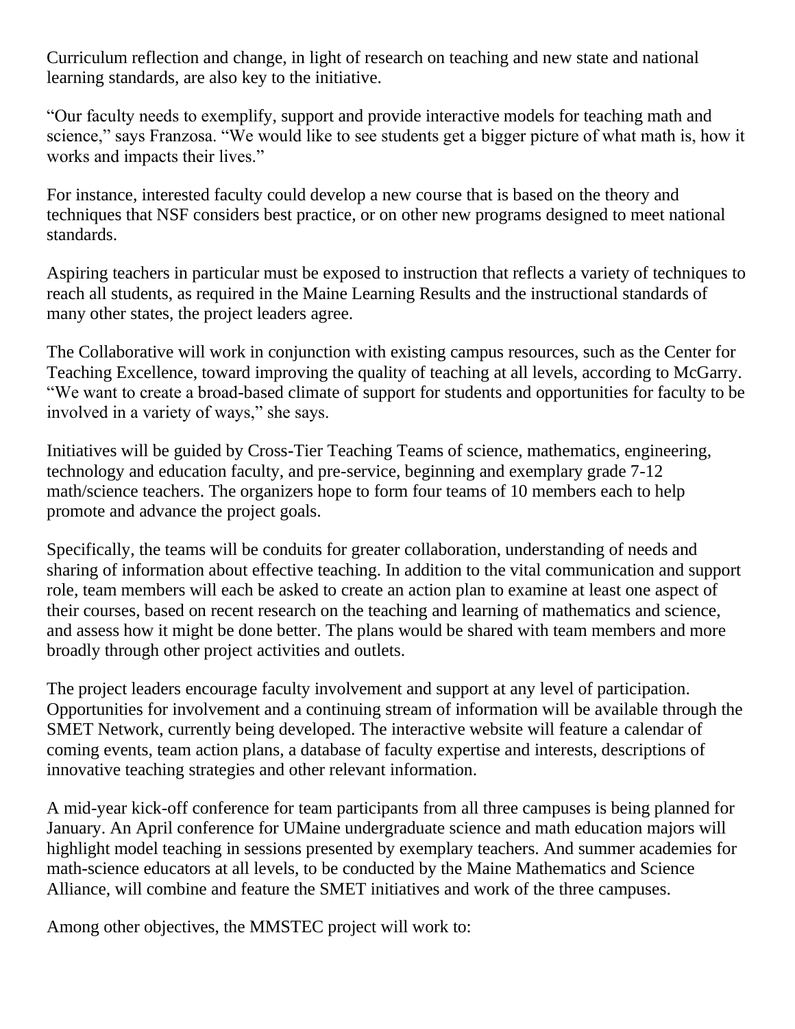Curriculum reflection and change, in light of research on teaching and new state and national learning standards, are also key to the initiative.

“Our faculty needs to exemplify, support and provide interactive models for teaching math and science,” says Franzosa. “We would like to see students get a bigger picture of what math is, how it works and impacts their lives.”

For instance, interested faculty could develop a new course that is based on the theory and techniques that NSF considers best practice, or on other new programs designed to meet national standards.

Aspiring teachers in particular must be exposed to instruction that reflects a variety of techniques to reach all students, as required in the Maine Learning Results and the instructional standards of many other states, the project leaders agree.

The Collaborative will work in conjunction with existing campus resources, such as the Center for Teaching Excellence, toward improving the quality of teaching at all levels, according to McGarry. “We want to create a broad-based climate of support for students and opportunities for faculty to be involved in a variety of ways,” she says.

Initiatives will be guided by Cross-Tier Teaching Teams of science, mathematics, engineering, technology and education faculty, and pre-service, beginning and exemplary grade 7-12 math/science teachers. The organizers hope to form four teams of 10 members each to help promote and advance the project goals.

Specifically, the teams will be conduits for greater collaboration, understanding of needs and sharing of information about effective teaching. In addition to the vital communication and support role, team members will each be asked to create an action plan to examine at least one aspect of their courses, based on recent research on the teaching and learning of mathematics and science, and assess how it might be done better. The plans would be shared with team members and more broadly through other project activities and outlets.

The project leaders encourage faculty involvement and support at any level of participation. Opportunities for involvement and a continuing stream of information will be available through the SMET Network, currently being developed. The interactive website will feature a calendar of coming events, team action plans, a database of faculty expertise and interests, descriptions of innovative teaching strategies and other relevant information.

A mid-year kick-off conference for team participants from all three campuses is being planned for January. An April conference for UMaine undergraduate science and math education majors will highlight model teaching in sessions presented by exemplary teachers. And summer academies for math-science educators at all levels, to be conducted by the Maine Mathematics and Science Alliance, will combine and feature the SMET initiatives and work of the three campuses.

Among other objectives, the MMSTEC project will work to: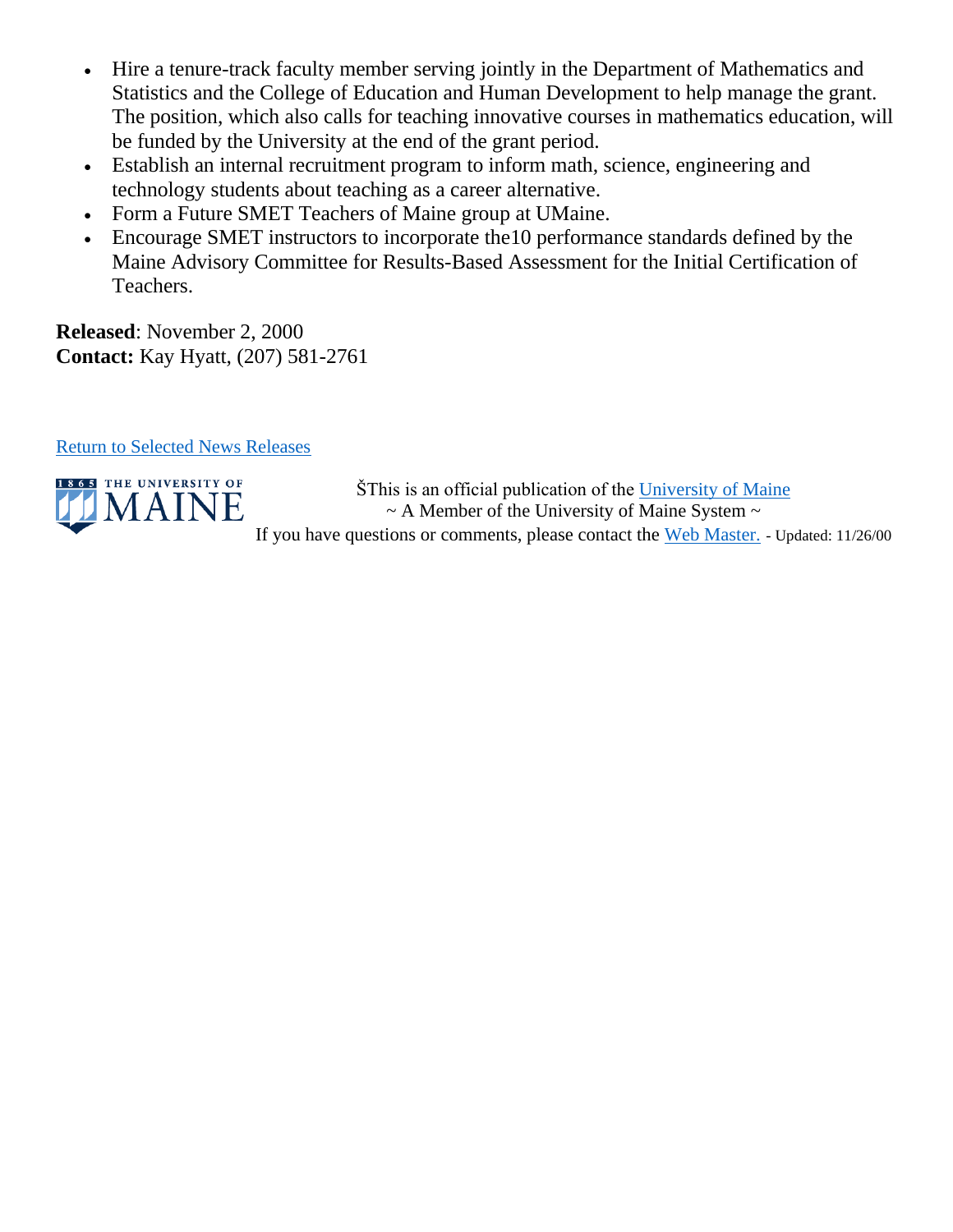- Hire a tenure-track faculty member serving jointly in the Department of Mathematics and Statistics and the College of Education and Human Development to help manage the grant. The position, which also calls for teaching innovative courses in mathematics education, will be funded by the University at the end of the grant period.
- Establish an internal recruitment program to inform math, science, engineering and technology students about teaching as a career alternative.
- Form a Future SMET Teachers of Maine group at UMaine.
- Encourage SMET instructors to incorporate the10 performance standards defined by the Maine Advisory Committee for Results-Based Assessment for the Initial Certification of Teachers.

**Released**: November 2, 2000
**Contact:** Kay Hyatt, (207) 581-2761

Return to Selected News Releases

1865 THE UNIVERSITY OF MAINE

ŠThis is an official publication of the University of Maine
~ A Member of the University of Maine System ~
If you have questions or comments, please contact the Web Master. - Updated: 11/26/00